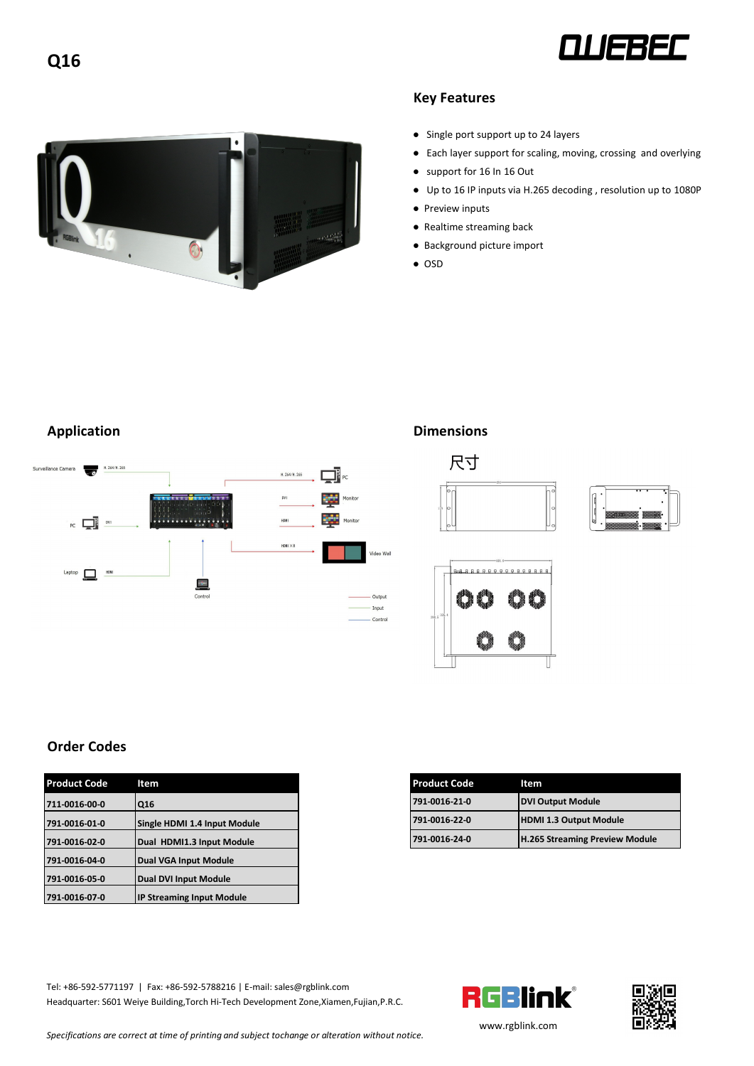# Q16

QUEBEC

## Key Features

- Single port support up to 24 layers
- Each layer support for scaling, moving, crossing and overlying
- support for 16 In 16 Out
- Up to 16 IP inputs via H.265 decoding , resolution up to 1080P
- Preview inputs
- Realtime streaming back
- Background picture import
- OSD

## Application

## Dimensions

尺寸

## Order Codes

| Product Code | Item |
|---|---|
| 711-0016-00-0 | Q16 |
| 791-0016-01-0 | Single HDMI 1.4 Input Module |
| 791-0016-02-0 | Dual HDMI1.3 Input Module |
| 791-0016-04-0 | Dual VGA Input Module |
| 791-0016-05-0 | Dual DVI Input Module |
| 791-0016-07-0 | IP Streaming Input Module |

| Product Code | Item |
|---|---|
| 791-0016-21-0 | DVI Output Module |
| 791-0016-22-0 | HDMI 1.3 Output Module |
| 791-0016-24-0 | H.265 Streaming Preview Module |

Tel: +86-592-5771197 | Fax: +86-592-5788216 | E-mail: sales@rgblink.com
Headquarter: S601 Weiye Building,Torch Hi-Tech Development Zone,Xiamen,Fujian,P.R.C.

www.rgblink.com

*Specifications are correct at time of printing and subject tochange or alteration without notice.*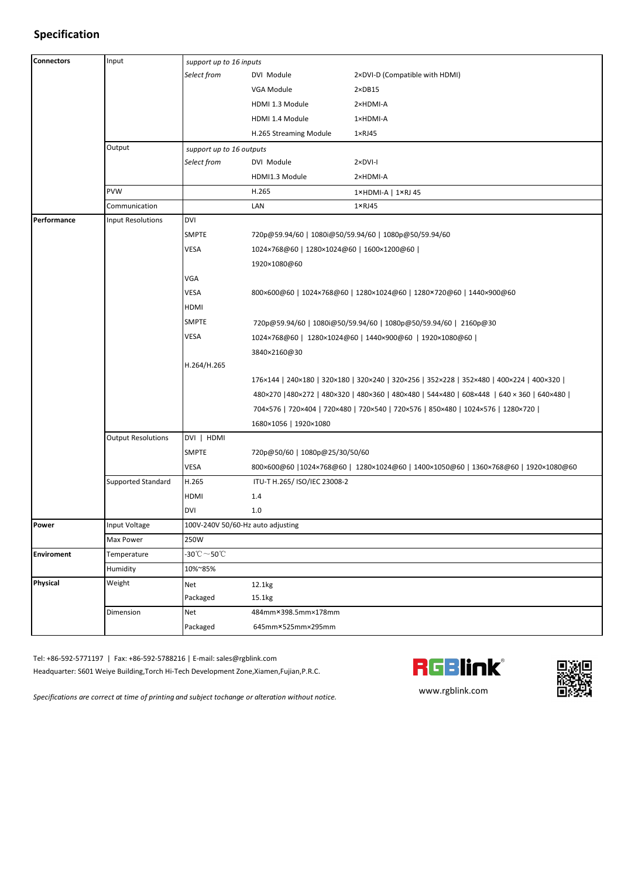## Specification

| | | | | |
|---|---|---|---|---|
| **Connectors** | Input | *support up to 16 inputs* | | |
| | | *Select from* | DVI Module | 2×DVI-D (Compatible with HDMI) |
| | | | VGA Module | 2×DB15 |
| | | | HDMI 1.3 Module | 2×HDMI-A |
| | | | HDMI 1.4 Module | 1×HDMI-A |
| | | | H.265 Streaming Module | 1×RJ45 |
| | Output | *support up to 16 outputs* | | |
| | | *Select from* | DVI Module | 2×DVI-I |
| | | | HDMI1.3 Module | 2×HDMI-A |
| | PVW | | H.265 | 1×HDMI-A \| 1×RJ 45 |
| | Communication | | LAN | 1×RJ45 |
| **Performance** | Input Resolutions | DVI | | |
| | | SMPTE | 720p@59.94/60 \| 1080i@50/59.94/60 \| 1080p@50/59.94/60 | |
| | | VESA | 1024×768@60 \| 1280×1024@60 \| 1600×1200@60 \| 1920×1080@60 | |
| | | VGA | | |
| | | VESA | 800×600@60 \| 1024×768@60 \| 1280×1024@60 \| 1280×720@60 \| 1440×900@60 | |
| | | HDMI | | |
| | | SMPTE | 720p@59.94/60 \| 1080i@50/59.94/60 \| 1080p@50/59.94/60 \| 2160p@30 | |
| | | VESA | 1024×768@60 \| 1280×1024@60 \| 1440×900@60 \| 1920×1080@60 \| 3840×2160@30 | |
| | | H.264/H.265 | | |
| | | | 176×144 \| 240×180 \| 320×180 \| 320×240 \| 320×256 \| 352×228 \| 352×480 \| 400×224 \| 400×320 \| 480×270 \|480×272 \| 480×320 \| 480×360 \| 480×480 \| 544×480 \| 608×448 \| 640 × 360 \| 640×480 \| 704×576 \| 720×404 \| 720×480 \| 720×540 \| 720×576 \| 850×480 \| 1024×576 \| 1280×720 \| 1680×1056 \| 1920×1080 | |
| | Output Resolutions | DVI \| HDMI | | |
| | | SMPTE | 720p@50/60 \| 1080p@25/30/50/60 | |
| | | VESA | 800×600@60 \|1024×768@60 \| 1280×1024@60 \| 1400×1050@60 \| 1360×768@60 \| 1920×1080@60 | |
| | Supported Standard | H.265 | ITU-T H.265/ ISO/IEC 23008-2 | |
| | | HDMI | 1.4 | |
| | | DVI | 1.0 | |
| **Power** | Input Voltage | 100V-240V 50/60-Hz auto adjusting | | |
| | Max Power | 250W | | |
| **Enviroment** | Temperature | -30℃～50℃ | | |
| | Humidity | 10%~85% | | |
| **Physical** | Weight | Net | 12.1kg | |
| | | Packaged | 15.1kg | |
| | Dimension | Net | 484mm×398.5mm×178mm | |
| | | Packaged | 645mm×525mm×295mm | |

Tel: +86-592-5771197 | Fax: +86-592-5788216 | E-mail: sales@rgblink.com

Headquarter: S601 Weiye Building,Torch Hi-Tech Development Zone,Xiamen,Fujian,P.R.C.

*Specifications are correct at time of printing and subject tochange or alteration without notice.*

RGBlink®

www.rgblink.com